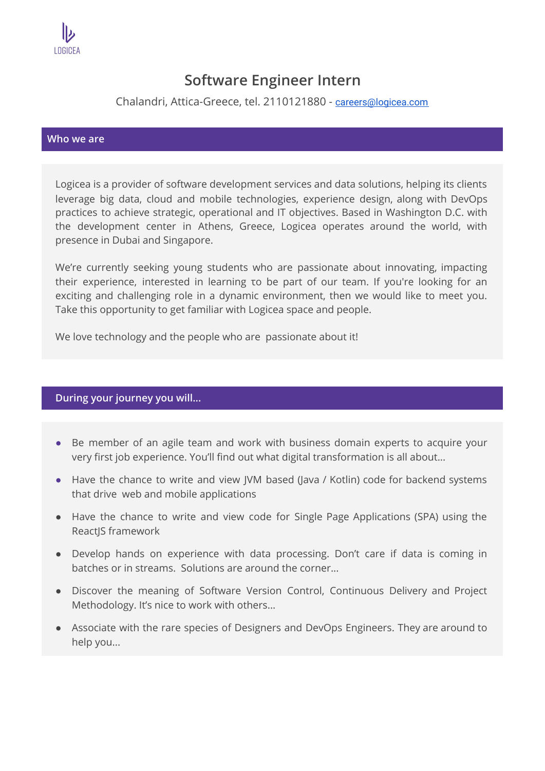LOGICEA

# Software Engineer Intern

Chalandri, Attica-Greece, tel. 2110121880 - careers@logicea.com

## Who we are

Logicea is a provider of software development services and data solutions, helping its clients leverage big data, cloud and mobile technologies, experience design, along with DevOps practices to achieve strategic, operational and IT objectives. Based in Washington D.C. with the development center in Athens, Greece, Logicea operates around the world, with presence in Dubai and Singapore.

We're currently seeking young students who are passionate about innovating, impacting their experience, interested in learning τo be part of our team. If you're looking for an exciting and challenging role in a dynamic environment, then we would like to meet you. Take this opportunity to get familiar with Logicea space and people.

We love technology and the people who are passionate about it!

## During your journey you will...

- Be member of an agile team and work with business domain experts to acquire your very first job experience. You'll find out what digital transformation is all about...
- Have the chance to write and view JVM based (Java / Kotlin) code for backend systems that drive web and mobile applications
- Have the chance to write and view code for Single Page Applications (SPA) using the ReactJS framework
- Develop hands on experience with data processing. Don't care if data is coming in batches or in streams. Solutions are around the corner...
- Discover the meaning of Software Version Control, Continuous Delivery and Project Methodology. It's nice to work with others...
- Associate with the rare species of Designers and DevOps Engineers. They are around to help you...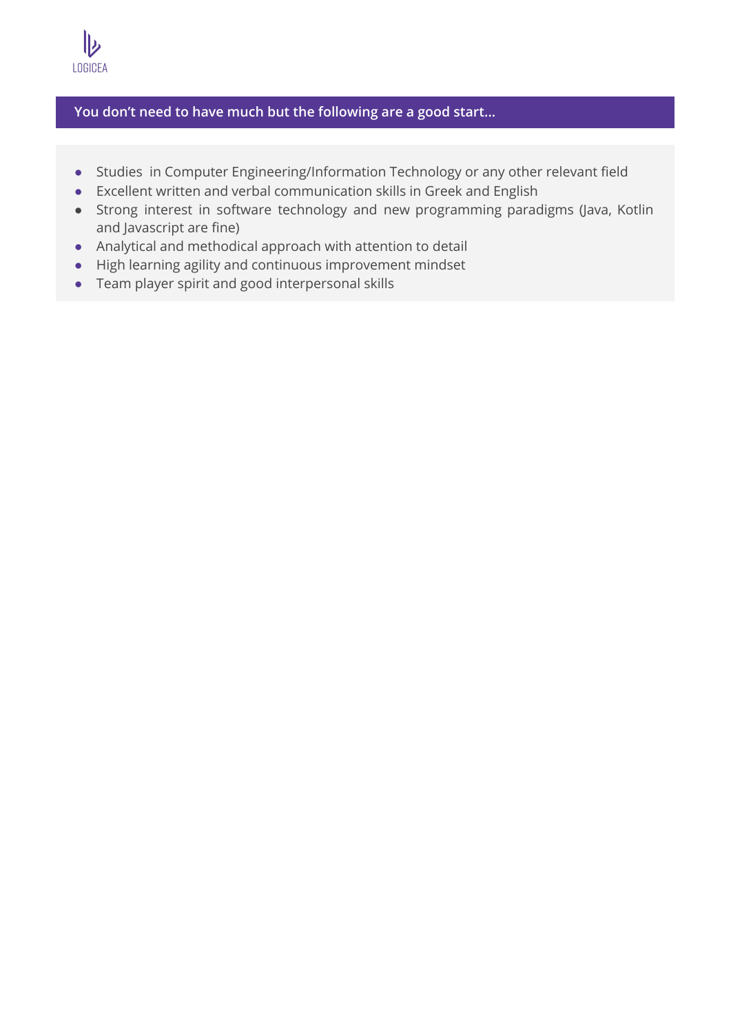LOGICEA

## You don't need to have much but the following are a good start...

- Studies in Computer Engineering/Information Technology or any other relevant field
- Excellent written and verbal communication skills in Greek and English
- Strong interest in software technology and new programming paradigms (Java, Kotlin and Javascript are fine)
- Analytical and methodical approach with attention to detail
- High learning agility and continuous improvement mindset
- Team player spirit and good interpersonal skills